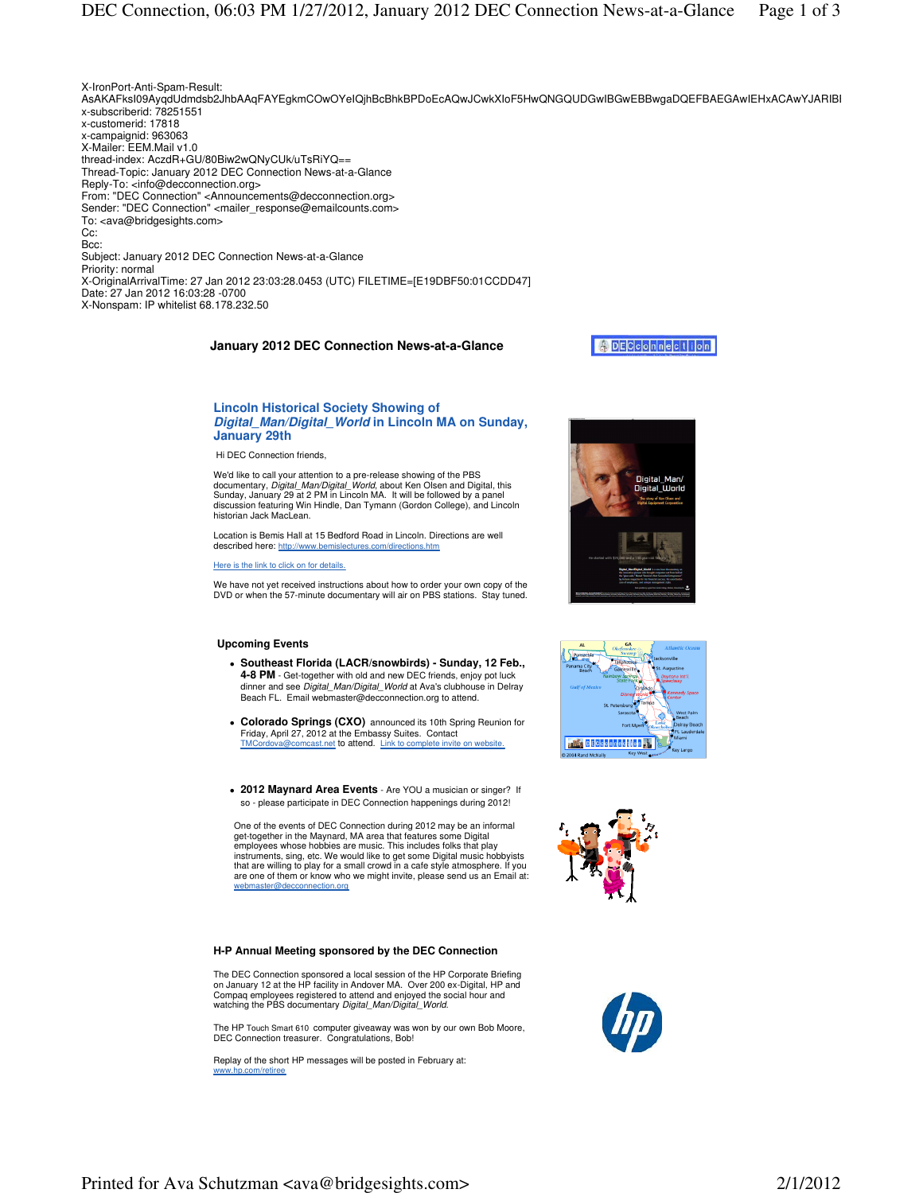X-IronPort-Anti-Spam-Result: AsAKAFksI09AyqdUdmdsb2JhbAAqFAYEgkmCOwOYeIQjhBcBhkBPDoEcAQwJCwkXIoF5HwQNGQUDGwIBGwEBBwgaDQEFBAEGAwIEHxACAwYJARIBI
x-subscriberid: 78251551
x-customerid: 17818
x-campaignid: 963063
X-Mailer: EEM.Mail v1.0
thread-index: AczdR+GU/80Biw2wQNyCUk/uTsRiYQ==
Thread-Topic: January 2012 DEC Connection News-at-a-Glance
Reply-To: <info@decconnection.org>
From: "DEC Connection" <Announcements@decconnection.org>
Sender: "DEC Connection" <mailer_response@emailcounts.com>
To: <ava@bridgesights.com>
Cc:
Bcc:
Subject: January 2012 DEC Connection News-at-a-Glance
Priority: normal
X-OriginalArrivalTime: 27 Jan 2012 23:03:28.0453 (UTC) FILETIME=[E19DBF50:01CCDD47]
Date: 27 Jan 2012 16:03:28 -0700
X-Nonspam: IP whitelist 68.178.232.50

# January 2012 DEC Connection News-at-a-Glance

## Lincoln Historical Society Showing of *Digital_Man/Digital_World* in Lincoln MA on Sunday, January 29th

Hi DEC Connection friends,

We'd like to call your attention to a pre-release showing of the PBS documentary, *Digital_Man/Digital_World*, about Ken Olsen and Digital, this Sunday, January 29 at 2 PM in Lincoln MA. It will be followed by a panel discussion featuring Win Hindle, Dan Tymann (Gordon College), and Lincoln historian Jack MacLean.

Location is Bemis Hall at 15 Bedford Road in Lincoln. Directions are well described here: http://www.bemislectures.com/directions.htm

Here is the link to click on for details.

We have not yet received instructions about how to order your own copy of the DVD or when the 57-minute documentary will air on PBS stations. Stay tuned.

## Upcoming Events

- **Southeast Florida (LACR/snowbirds) - Sunday, 12 Feb., 4-8 PM** - Get-together with old and new DEC friends, enjoy pot luck dinner and see *Digital_Man/Digital_World* at Ava's clubhouse in Delray Beach FL. Email webmaster@decconnection.org to attend.

- **Colorado Springs (CXO)** announced its 10th Spring Reunion for Friday, April 27, 2012 at the Embassy Suites. Contact TMCordova@comcast.net to attend. Link to complete invite on website.

- **2012 Maynard Area Events** - Are YOU a musician or singer? If so - please participate in DEC Connection happenings during 2012!

One of the events of DEC Connection during 2012 may be an informal get-together in the Maynard, MA area that features some Digital employees whose hobbies are music. This includes folks that play instruments, sing, etc. We would like to get some Digital music hobbyists that are willing to play for a small crowd in a cafe style atmosphere. If you are one of them or know who we might invite, please send us an Email at: webmaster@decconnection.org

## H-P Annual Meeting sponsored by the DEC Connection

The DEC Connection sponsored a local session of the HP Corporate Briefing on January 12 at the HP facility in Andover MA. Over 200 ex-Digital, HP and Compaq employees registered to attend and enjoyed the social hour and watching the PBS documentary *Digital_Man/Digital_World*.

The HP Touch Smart 610 computer giveaway was won by our own Bob Moore, DEC Connection treasurer. Congratulations, Bob!

Replay of the short HP messages will be posted in February at: www.hp.com/retiree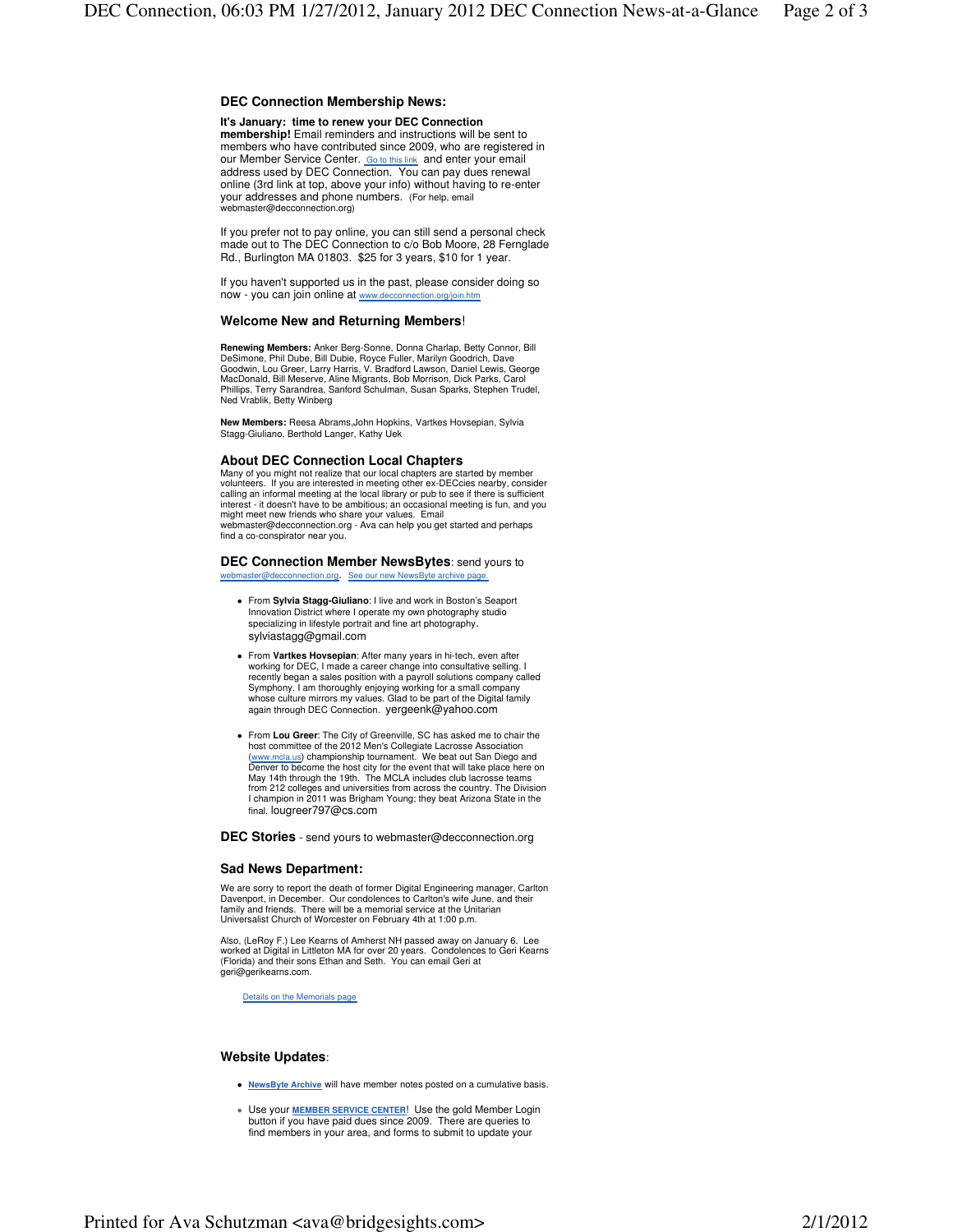## DEC Connection Membership News:

**It's January: time to renew your DEC Connection membership!** Email reminders and instructions will be sent to members who have contributed since 2009, who are registered in our Member Service Center. Go to this link and enter your email address used by DEC Connection. You can pay dues renewal online (3rd link at top, above your info) without having to re-enter your addresses and phone numbers. (For help, email webmaster@decconnection.org)

If you prefer not to pay online, you can still send a personal check made out to The DEC Connection to c/o Bob Moore, 28 Fernglade Rd., Burlington MA 01803. $25 for 3 years, $10 for 1 year.

If you haven't supported us in the past, please consider doing so now - you can join online at www.decconnection.org/join.htm

## Welcome New and Returning Members!

**Renewing Members:** Anker Berg-Sonne, Donna Charlap, Betty Connor, Bill DeSimone, Phil Dube, Bill Dubie, Royce Fuller, Marilyn Goodrich, Dave Goodwin, Lou Greer, Larry Harris, V. Bradford Lawson, Daniel Lewis, George MacDonald, Bill Meserve, Aline Migrants, Bob Morrison, Dick Parks, Carol Phillips, Terry Sarandrea, Sanford Schulman, Susan Sparks, Stephen Trudel, Ned Vrablik, Betty Winberg

**New Members:** Reesa Abrams,John Hopkins, Vartkes Hovsepian, Sylvia Stagg-Giuliano, Berthold Langer, Kathy Uek

## About DEC Connection Local Chapters

Many of you might not realize that our local chapters are started by member volunteers. If you are interested in meeting other ex-DECcies nearby, consider calling an informal meeting at the local library or pub to see if there is sufficient interest - it doesn't have to be ambitious; an occasional meeting is fun, and you might meet new friends who share your values. Email webmaster@decconnection.org - Ava can help you get started and perhaps find a co-conspirator near you.

## DEC Connection Member NewsBytes: send yours to webmaster@decconnection.org. See our new NewsByte archive page.

- From **Sylvia Stagg-Giuliano**: I live and work in Boston's Seaport Innovation District where I operate my own photography studio specializing in lifestyle portrait and fine art photography. sylviastagg@gmail.com
- From **Vartkes Hovsepian**: After many years in hi-tech, even after working for DEC, I made a career change into consultative selling. I recently began a sales position with a payroll solutions company called Symphony. I am thoroughly enjoying working for a small company whose culture mirrors my values. Glad to be part of the Digital family again through DEC Connection. yergeenk@yahoo.com
- From **Lou Greer**: The City of Greenville, SC has asked me to chair the host committee of the 2012 Men's Collegiate Lacrosse Association (www.mcla.us) championship tournament. We beat out San Diego and Denver to become the host city for the event that will take place here on May 14th through the 19th. The MCLA includes club lacrosse teams from 212 colleges and universities from across the country. The Division I champion in 2011 was Brigham Young; they beat Arizona State in the final. lougreer797@cs.com

## DEC Stories - send yours to webmaster@decconnection.org

## Sad News Department:

We are sorry to report the death of former Digital Engineering manager, Carlton Davenport, in December. Our condolences to Carlton's wife June, and their family and friends. There will be a memorial service at the Unitarian Universalist Church of Worcester on February 4th at 1:00 p.m.

Also, (LeRoy F.) Lee Kearns of Amherst NH passed away on January 6. Lee worked at Digital in Littleton MA for over 20 years. Condolences to Geri Kearns (Florida) and their sons Ethan and Seth. You can email Geri at geri@gerikearns.com.

Details on the Memorials page

## Website Updates:

- **NewsByte Archive** will have member notes posted on a cumulative basis.
- Use your **MEMBER SERVICE CENTER**! Use the gold Member Login button if you have paid dues since 2009. There are queries to find members in your area, and forms to submit to update your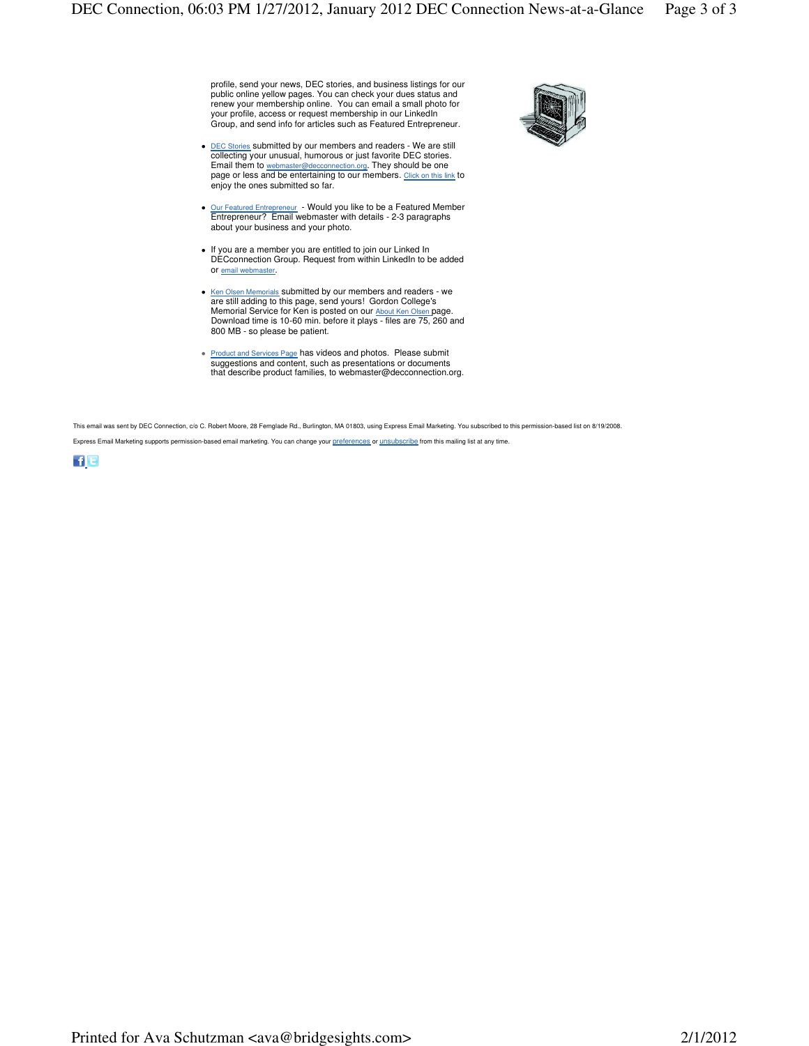profile, send your news, DEC stories, and business listings for our public online yellow pages. You can check your dues status and renew your membership online. You can email a small photo for your profile, access or request membership in our LinkedIn Group, and send info for articles such as Featured Entrepreneur.

- DEC Stories submitted by our members and readers - We are still collecting your unusual, humorous or just favorite DEC stories. Email them to webmaster@decconnection.org. They should be one page or less and be entertaining to our members. Click on this link to enjoy the ones submitted so far.

- Our Featured Entrepreneur - Would you like to be a Featured Member Entrepreneur? Email webmaster with details - 2-3 paragraphs about your business and your photo.

- If you are a member you are entitled to join our Linked In DECconnection Group. Request from within LinkedIn to be added or email webmaster.

- Ken Olsen Memorials submitted by our members and readers - we are still adding to this page, send yours! Gordon College's Memorial Service for Ken is posted on our About Ken Olsen page. Download time is 10-60 min. before it plays - files are 75, 260 and 800 MB - so please be patient.

- Product and Services Page has videos and photos. Please submit suggestions and content, such as presentations or documents that describe product families, to webmaster@decconnection.org.

This email was sent by DEC Connection, c/o C. Robert Moore, 28 Fernglade Rd., Burlington, MA 01803, using Express Email Marketing. You subscribed to this permission-based list on 8/19/2008.

Express Email Marketing supports permission-based email marketing. You can change your preferences or unsubscribe from this mailing list at any time.